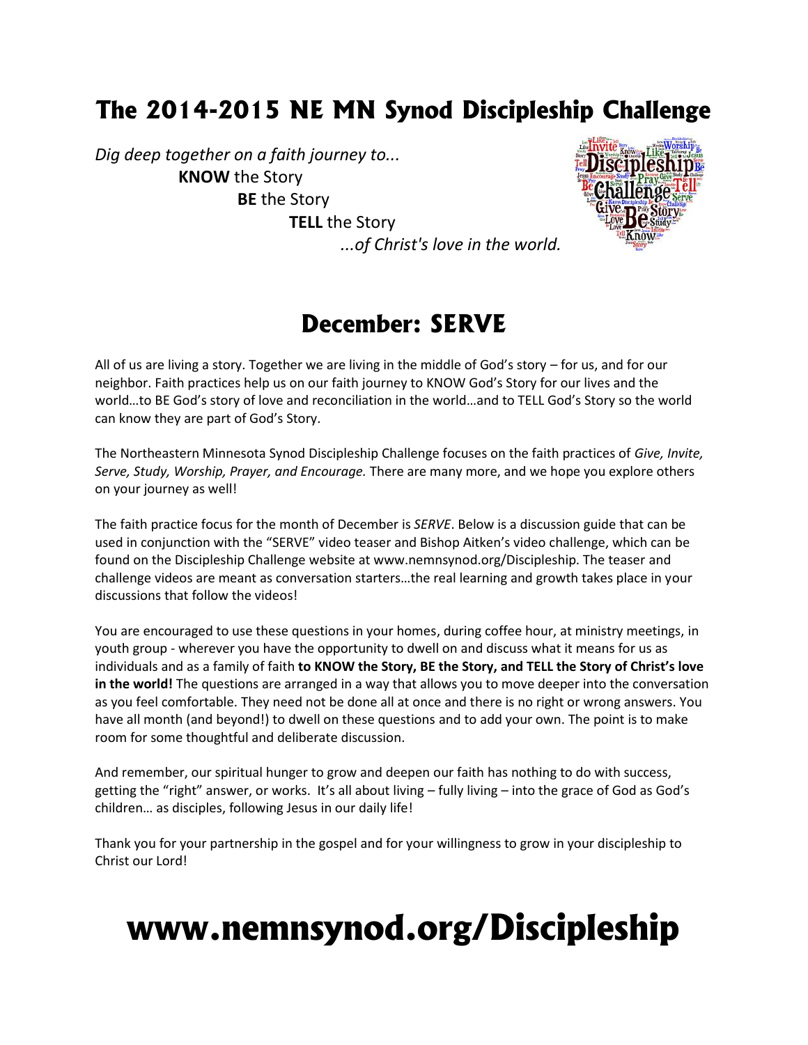# The 2014-2015 NE MN Synod Discipleship Challenge

*Dig deep together on a faith journey to...*
**KNOW** the Story
**BE** the Story
**TELL** the Story
*...of Christ's love in the world.*

## December: SERVE

All of us are living a story. Together we are living in the middle of God's story – for us, and for our neighbor. Faith practices help us on our faith journey to KNOW God's Story for our lives and the world…to BE God's story of love and reconciliation in the world…and to TELL God's Story so the world can know they are part of God's Story.

The Northeastern Minnesota Synod Discipleship Challenge focuses on the faith practices of *Give, Invite, Serve, Study, Worship, Prayer, and Encourage.* There are many more, and we hope you explore others on your journey as well!

The faith practice focus for the month of December is *SERVE*. Below is a discussion guide that can be used in conjunction with the "SERVE" video teaser and Bishop Aitken's video challenge, which can be found on the Discipleship Challenge website at www.nemnsynod.org/Discipleship. The teaser and challenge videos are meant as conversation starters…the real learning and growth takes place in your discussions that follow the videos!

You are encouraged to use these questions in your homes, during coffee hour, at ministry meetings, in youth group - wherever you have the opportunity to dwell on and discuss what it means for us as individuals and as a family of faith **to KNOW the Story, BE the Story, and TELL the Story of Christ's love in the world!** The questions are arranged in a way that allows you to move deeper into the conversation as you feel comfortable. They need not be done all at once and there is no right or wrong answers. You have all month (and beyond!) to dwell on these questions and to add your own. The point is to make room for some thoughtful and deliberate discussion.

And remember, our spiritual hunger to grow and deepen our faith has nothing to do with success, getting the "right" answer, or works. It's all about living – fully living – into the grace of God as God's children… as disciples, following Jesus in our daily life!

Thank you for your partnership in the gospel and for your willingness to grow in your discipleship to Christ our Lord!

# www.nemnsynod.org/Discipleship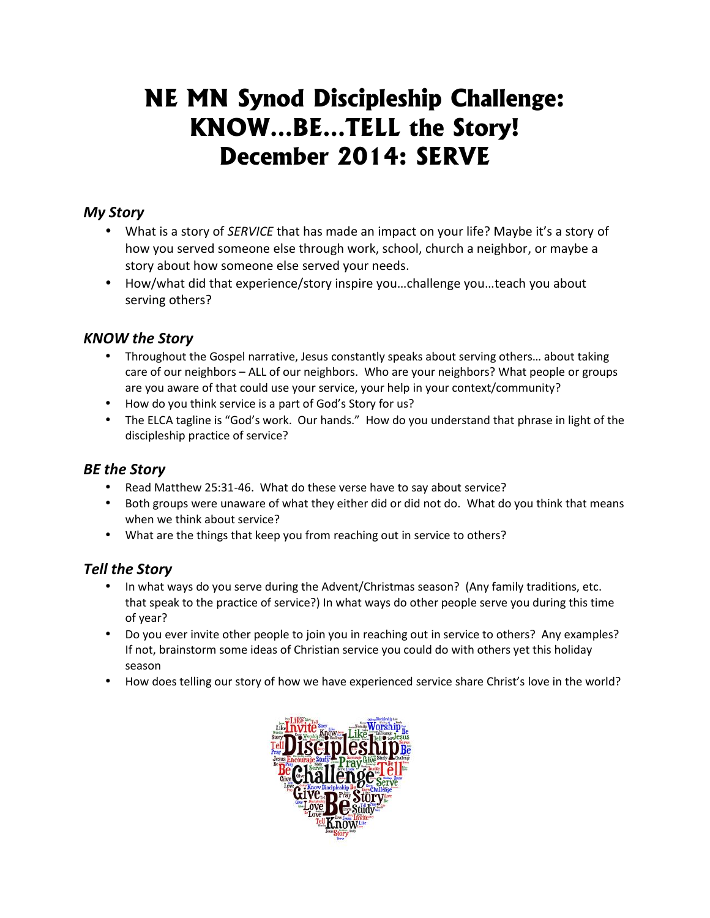# NE MN Synod Discipleship Challenge: KNOW…BE…TELL the Story! December 2014: SERVE

### *My Story*

- What is a story of *SERVICE* that has made an impact on your life? Maybe it's a story of how you served someone else through work, school, church a neighbor, or maybe a story about how someone else served your needs.
- How/what did that experience/story inspire you…challenge you…teach you about serving others?

### *KNOW the Story*

- Throughout the Gospel narrative, Jesus constantly speaks about serving others… about taking care of our neighbors – ALL of our neighbors. Who are your neighbors? What people or groups are you aware of that could use your service, your help in your context/community?
- How do you think service is a part of God's Story for us?
- The ELCA tagline is "God's work. Our hands." How do you understand that phrase in light of the discipleship practice of service?

### *BE the Story*

- Read Matthew 25:31-46. What do these verse have to say about service?
- Both groups were unaware of what they either did or did not do. What do you think that means when we think about service?
- What are the things that keep you from reaching out in service to others?

### *Tell the Story*

- In what ways do you serve during the Advent/Christmas season? (Any family traditions, etc. that speak to the practice of service?) In what ways do other people serve you during this time of year?
- Do you ever invite other people to join you in reaching out in service to others? Any examples? If not, brainstorm some ideas of Christian service you could do with others yet this holiday season
- How does telling our story of how we have experienced service share Christ's love in the world?